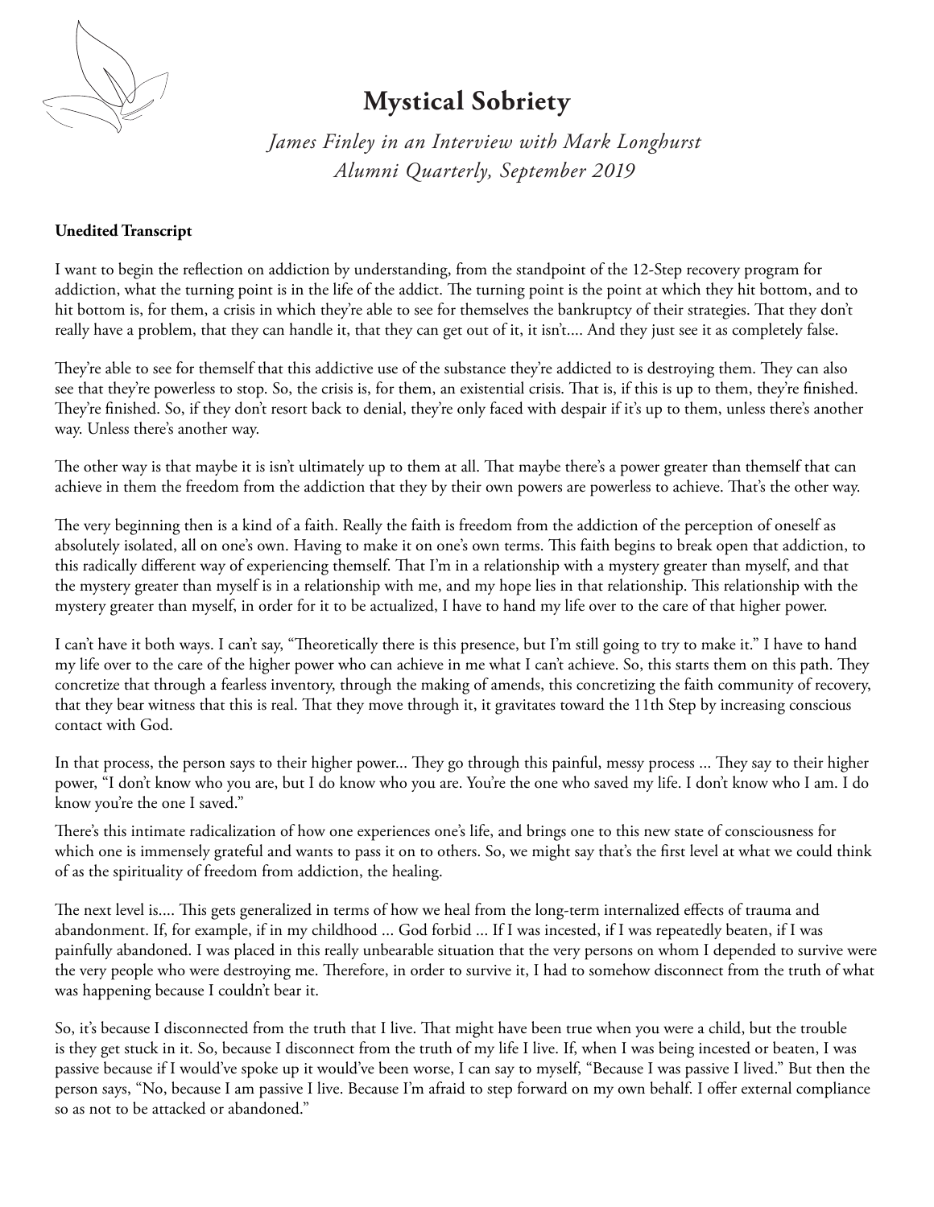# Mystical Sobriety

*James Finley in an Interview with Mark Longhurst*
*Alumni Quarterly, September 2019*

**Unedited Transcript**

I want to begin the reflection on addiction by understanding, from the standpoint of the 12-Step recovery program for addiction, what the turning point is in the life of the addict. The turning point is the point at which they hit bottom, and to hit bottom is, for them, a crisis in which they're able to see for themselves the bankruptcy of their strategies. That they don't really have a problem, that they can handle it, that they can get out of it, it isn't.... And they just see it as completely false.

They're able to see for themself that this addictive use of the substance they're addicted to is destroying them. They can also see that they're powerless to stop. So, the crisis is, for them, an existential crisis. That is, if this is up to them, they're finished. They're finished. So, if they don't resort back to denial, they're only faced with despair if it's up to them, unless there's another way. Unless there's another way.

The other way is that maybe it is isn't ultimately up to them at all. That maybe there's a power greater than themself that can achieve in them the freedom from the addiction that they by their own powers are powerless to achieve. That's the other way.

The very beginning then is a kind of a faith. Really the faith is freedom from the addiction of the perception of oneself as absolutely isolated, all on one's own. Having to make it on one's own terms. This faith begins to break open that addiction, to this radically different way of experiencing themself. That I'm in a relationship with a mystery greater than myself, and that the mystery greater than myself is in a relationship with me, and my hope lies in that relationship. This relationship with the mystery greater than myself, in order for it to be actualized, I have to hand my life over to the care of that higher power.

I can't have it both ways. I can't say, "Theoretically there is this presence, but I'm still going to try to make it." I have to hand my life over to the care of the higher power who can achieve in me what I can't achieve. So, this starts them on this path. They concretize that through a fearless inventory, through the making of amends, this concretizing the faith community of recovery, that they bear witness that this is real. That they move through it, it gravitates toward the 11th Step by increasing conscious contact with God.

In that process, the person says to their higher power... They go through this painful, messy process ... They say to their higher power, "I don't know who you are, but I do know who you are. You're the one who saved my life. I don't know who I am. I do know you're the one I saved."

There's this intimate radicalization of how one experiences one's life, and brings one to this new state of consciousness for which one is immensely grateful and wants to pass it on to others. So, we might say that's the first level at what we could think of as the spirituality of freedom from addiction, the healing.

The next level is.... This gets generalized in terms of how we heal from the long-term internalized effects of trauma and abandonment. If, for example, if in my childhood ... God forbid ... If I was incested, if I was repeatedly beaten, if I was painfully abandoned. I was placed in this really unbearable situation that the very persons on whom I depended to survive were the very people who were destroying me. Therefore, in order to survive it, I had to somehow disconnect from the truth of what was happening because I couldn't bear it.

So, it's because I disconnected from the truth that I live. That might have been true when you were a child, but the trouble is they get stuck in it. So, because I disconnect from the truth of my life I live. If, when I was being incested or beaten, I was passive because if I would've spoke up it would've been worse, I can say to myself, "Because I was passive I lived." But then the person says, "No, because I am passive I live. Because I'm afraid to step forward on my own behalf. I offer external compliance so as not to be attacked or abandoned."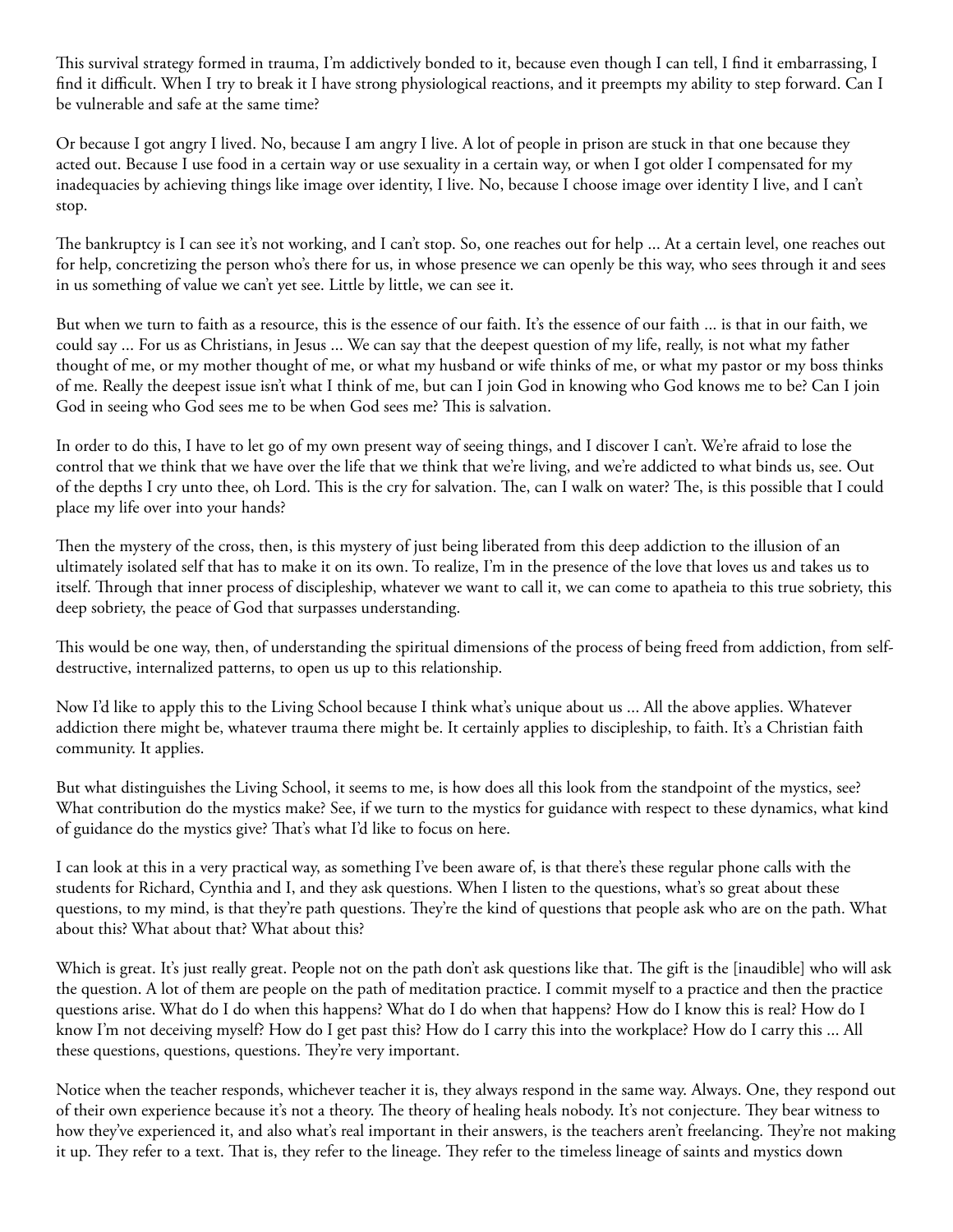This survival strategy formed in trauma, I'm addictively bonded to it, because even though I can tell, I find it embarrassing, I find it difficult. When I try to break it I have strong physiological reactions, and it preempts my ability to step forward. Can I be vulnerable and safe at the same time?

Or because I got angry I lived. No, because I am angry I live. A lot of people in prison are stuck in that one because they acted out. Because I use food in a certain way or use sexuality in a certain way, or when I got older I compensated for my inadequacies by achieving things like image over identity, I live. No, because I choose image over identity I live, and I can't stop.

The bankruptcy is I can see it's not working, and I can't stop. So, one reaches out for help ... At a certain level, one reaches out for help, concretizing the person who's there for us, in whose presence we can openly be this way, who sees through it and sees in us something of value we can't yet see. Little by little, we can see it.

But when we turn to faith as a resource, this is the essence of our faith. It's the essence of our faith ... is that in our faith, we could say ... For us as Christians, in Jesus ... We can say that the deepest question of my life, really, is not what my father thought of me, or my mother thought of me, or what my husband or wife thinks of me, or what my pastor or my boss thinks of me. Really the deepest issue isn't what I think of me, but can I join God in knowing who God knows me to be? Can I join God in seeing who God sees me to be when God sees me? This is salvation.

In order to do this, I have to let go of my own present way of seeing things, and I discover I can't. We're afraid to lose the control that we think that we have over the life that we think that we're living, and we're addicted to what binds us, see. Out of the depths I cry unto thee, oh Lord. This is the cry for salvation. The, can I walk on water? The, is this possible that I could place my life over into your hands?

Then the mystery of the cross, then, is this mystery of just being liberated from this deep addiction to the illusion of an ultimately isolated self that has to make it on its own. To realize, I'm in the presence of the love that loves us and takes us to itself. Through that inner process of discipleship, whatever we want to call it, we can come to apatheia to this true sobriety, this deep sobriety, the peace of God that surpasses understanding.

This would be one way, then, of understanding the spiritual dimensions of the process of being freed from addiction, from self-destructive, internalized patterns, to open us up to this relationship.

Now I'd like to apply this to the Living School because I think what's unique about us ... All the above applies. Whatever addiction there might be, whatever trauma there might be. It certainly applies to discipleship, to faith. It's a Christian faith community. It applies.

But what distinguishes the Living School, it seems to me, is how does all this look from the standpoint of the mystics, see? What contribution do the mystics make? See, if we turn to the mystics for guidance with respect to these dynamics, what kind of guidance do the mystics give? That's what I'd like to focus on here.

I can look at this in a very practical way, as something I've been aware of, is that there's these regular phone calls with the students for Richard, Cynthia and I, and they ask questions. When I listen to the questions, what's so great about these questions, to my mind, is that they're path questions. They're the kind of questions that people ask who are on the path. What about this? What about that? What about this?

Which is great. It's just really great. People not on the path don't ask questions like that. The gift is the [inaudible] who will ask the question. A lot of them are people on the path of meditation practice. I commit myself to a practice and then the practice questions arise. What do I do when this happens? What do I do when that happens? How do I know this is real? How do I know I'm not deceiving myself? How do I get past this? How do I carry this into the workplace? How do I carry this ... All these questions, questions, questions. They're very important.

Notice when the teacher responds, whichever teacher it is, they always respond in the same way. Always. One, they respond out of their own experience because it's not a theory. The theory of healing heals nobody. It's not conjecture. They bear witness to how they've experienced it, and also what's real important in their answers, is the teachers aren't freelancing. They're not making it up. They refer to a text. That is, they refer to the lineage. They refer to the timeless lineage of saints and mystics down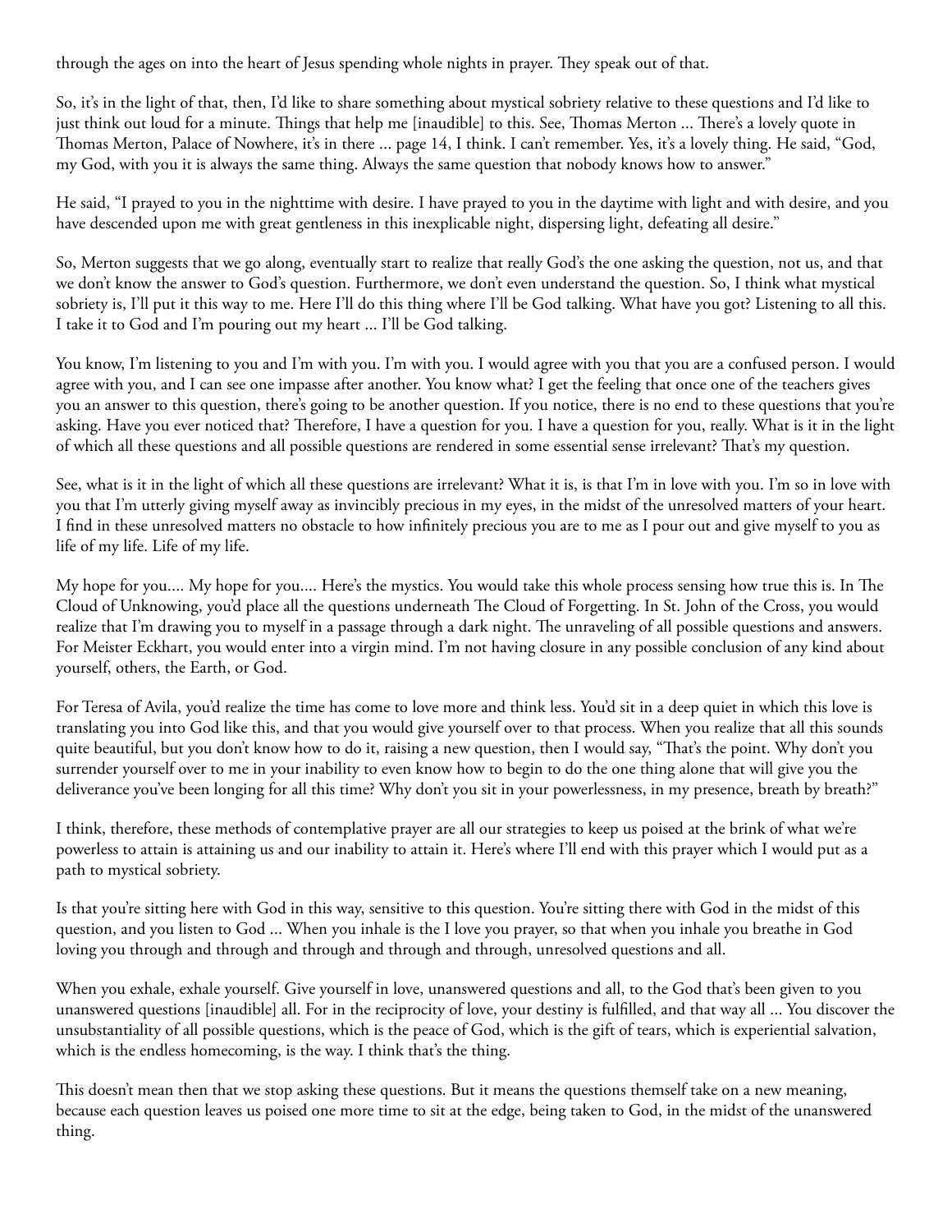through the ages on into the heart of Jesus spending whole nights in prayer. They speak out of that.

So, it's in the light of that, then, I'd like to share something about mystical sobriety relative to these questions and I'd like to just think out loud for a minute. Things that help me [inaudible] to this. See, Thomas Merton ... There's a lovely quote in Thomas Merton, Palace of Nowhere, it's in there ... page 14, I think. I can't remember. Yes, it's a lovely thing. He said, "God, my God, with you it is always the same thing. Always the same question that nobody knows how to answer."

He said, "I prayed to you in the nighttime with desire. I have prayed to you in the daytime with light and with desire, and you have descended upon me with great gentleness in this inexplicable night, dispersing light, defeating all desire."

So, Merton suggests that we go along, eventually start to realize that really God's the one asking the question, not us, and that we don't know the answer to God's question. Furthermore, we don't even understand the question. So, I think what mystical sobriety is, I'll put it this way to me. Here I'll do this thing where I'll be God talking. What have you got? Listening to all this. I take it to God and I'm pouring out my heart ... I'll be God talking.

You know, I'm listening to you and I'm with you. I'm with you. I would agree with you that you are a confused person. I would agree with you, and I can see one impasse after another. You know what? I get the feeling that once one of the teachers gives you an answer to this question, there's going to be another question. If you notice, there is no end to these questions that you're asking. Have you ever noticed that? Therefore, I have a question for you. I have a question for you, really. What is it in the light of which all these questions and all possible questions are rendered in some essential sense irrelevant? That's my question.

See, what is it in the light of which all these questions are irrelevant? What it is, is that I'm in love with you. I'm so in love with you that I'm utterly giving myself away as invincibly precious in my eyes, in the midst of the unresolved matters of your heart. I find in these unresolved matters no obstacle to how infinitely precious you are to me as I pour out and give myself to you as life of my life. Life of my life.

My hope for you.... My hope for you.... Here's the mystics. You would take this whole process sensing how true this is. In The Cloud of Unknowing, you'd place all the questions underneath The Cloud of Forgetting. In St. John of the Cross, you would realize that I'm drawing you to myself in a passage through a dark night. The unraveling of all possible questions and answers. For Meister Eckhart, you would enter into a virgin mind. I'm not having closure in any possible conclusion of any kind about yourself, others, the Earth, or God.

For Teresa of Avila, you'd realize the time has come to love more and think less. You'd sit in a deep quiet in which this love is translating you into God like this, and that you would give yourself over to that process. When you realize that all this sounds quite beautiful, but you don't know how to do it, raising a new question, then I would say, "That's the point. Why don't you surrender yourself over to me in your inability to even know how to begin to do the one thing alone that will give you the deliverance you've been longing for all this time? Why don't you sit in your powerlessness, in my presence, breath by breath?"

I think, therefore, these methods of contemplative prayer are all our strategies to keep us poised at the brink of what we're powerless to attain is attaining us and our inability to attain it. Here's where I'll end with this prayer which I would put as a path to mystical sobriety.

Is that you're sitting here with God in this way, sensitive to this question. You're sitting there with God in the midst of this question, and you listen to God ... When you inhale is the I love you prayer, so that when you inhale you breathe in God loving you through and through and through and through and through, unresolved questions and all.

When you exhale, exhale yourself. Give yourself in love, unanswered questions and all, to the God that's been given to you unanswered questions [inaudible] all. For in the reciprocity of love, your destiny is fulfilled, and that way all ... You discover the unsubstantiality of all possible questions, which is the peace of God, which is the gift of tears, which is experiential salvation, which is the endless homecoming, is the way. I think that's the thing.

This doesn't mean then that we stop asking these questions. But it means the questions themself take on a new meaning, because each question leaves us poised one more time to sit at the edge, being taken to God, in the midst of the unanswered thing.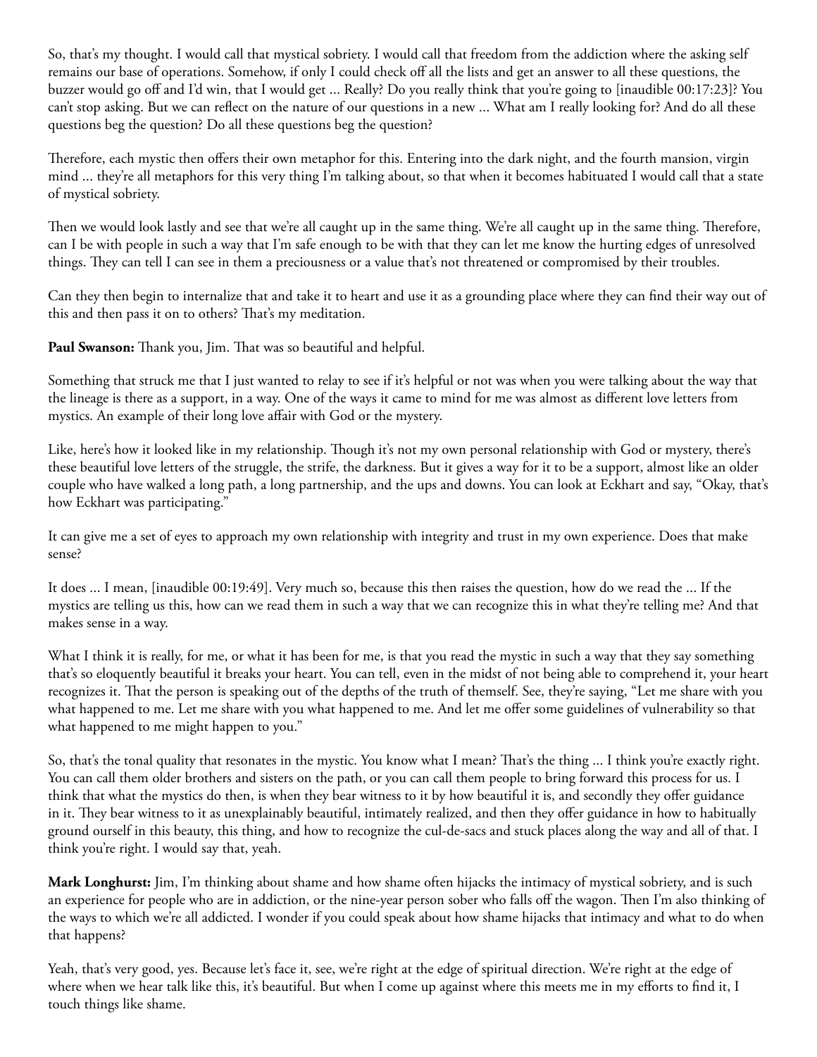So, that's my thought. I would call that mystical sobriety. I would call that freedom from the addiction where the asking self remains our base of operations. Somehow, if only I could check off all the lists and get an answer to all these questions, the buzzer would go off and I'd win, that I would get ... Really? Do you really think that you're going to [inaudible 00:17:23]? You can't stop asking. But we can reflect on the nature of our questions in a new ... What am I really looking for? And do all these questions beg the question? Do all these questions beg the question?

Therefore, each mystic then offers their own metaphor for this. Entering into the dark night, and the fourth mansion, virgin mind ... they're all metaphors for this very thing I'm talking about, so that when it becomes habituated I would call that a state of mystical sobriety.

Then we would look lastly and see that we're all caught up in the same thing. We're all caught up in the same thing. Therefore, can I be with people in such a way that I'm safe enough to be with that they can let me know the hurting edges of unresolved things. They can tell I can see in them a preciousness or a value that's not threatened or compromised by their troubles.

Can they then begin to internalize that and take it to heart and use it as a grounding place where they can find their way out of this and then pass it on to others? That's my meditation.

**Paul Swanson:** Thank you, Jim. That was so beautiful and helpful.

Something that struck me that I just wanted to relay to see if it's helpful or not was when you were talking about the way that the lineage is there as a support, in a way. One of the ways it came to mind for me was almost as different love letters from mystics. An example of their long love affair with God or the mystery.

Like, here's how it looked like in my relationship. Though it's not my own personal relationship with God or mystery, there's these beautiful love letters of the struggle, the strife, the darkness. But it gives a way for it to be a support, almost like an older couple who have walked a long path, a long partnership, and the ups and downs. You can look at Eckhart and say, "Okay, that's how Eckhart was participating."

It can give me a set of eyes to approach my own relationship with integrity and trust in my own experience. Does that make sense?

It does ... I mean, [inaudible 00:19:49]. Very much so, because this then raises the question, how do we read the ... If the mystics are telling us this, how can we read them in such a way that we can recognize this in what they're telling me? And that makes sense in a way.

What I think it is really, for me, or what it has been for me, is that you read the mystic in such a way that they say something that's so eloquently beautiful it breaks your heart. You can tell, even in the midst of not being able to comprehend it, your heart recognizes it. That the person is speaking out of the depths of the truth of themself. See, they're saying, "Let me share with you what happened to me. Let me share with you what happened to me. And let me offer some guidelines of vulnerability so that what happened to me might happen to you."

So, that's the tonal quality that resonates in the mystic. You know what I mean? That's the thing ... I think you're exactly right. You can call them older brothers and sisters on the path, or you can call them people to bring forward this process for us. I think that what the mystics do then, is when they bear witness to it by how beautiful it is, and secondly they offer guidance in it. They bear witness to it as unexplainably beautiful, intimately realized, and then they offer guidance in how to habitually ground ourself in this beauty, this thing, and how to recognize the cul-de-sacs and stuck places along the way and all of that. I think you're right. I would say that, yeah.

**Mark Longhurst:** Jim, I'm thinking about shame and how shame often hijacks the intimacy of mystical sobriety, and is such an experience for people who are in addiction, or the nine-year person sober who falls off the wagon. Then I'm also thinking of the ways to which we're all addicted. I wonder if you could speak about how shame hijacks that intimacy and what to do when that happens?

Yeah, that's very good, yes. Because let's face it, see, we're right at the edge of spiritual direction. We're right at the edge of where when we hear talk like this, it's beautiful. But when I come up against where this meets me in my efforts to find it, I touch things like shame.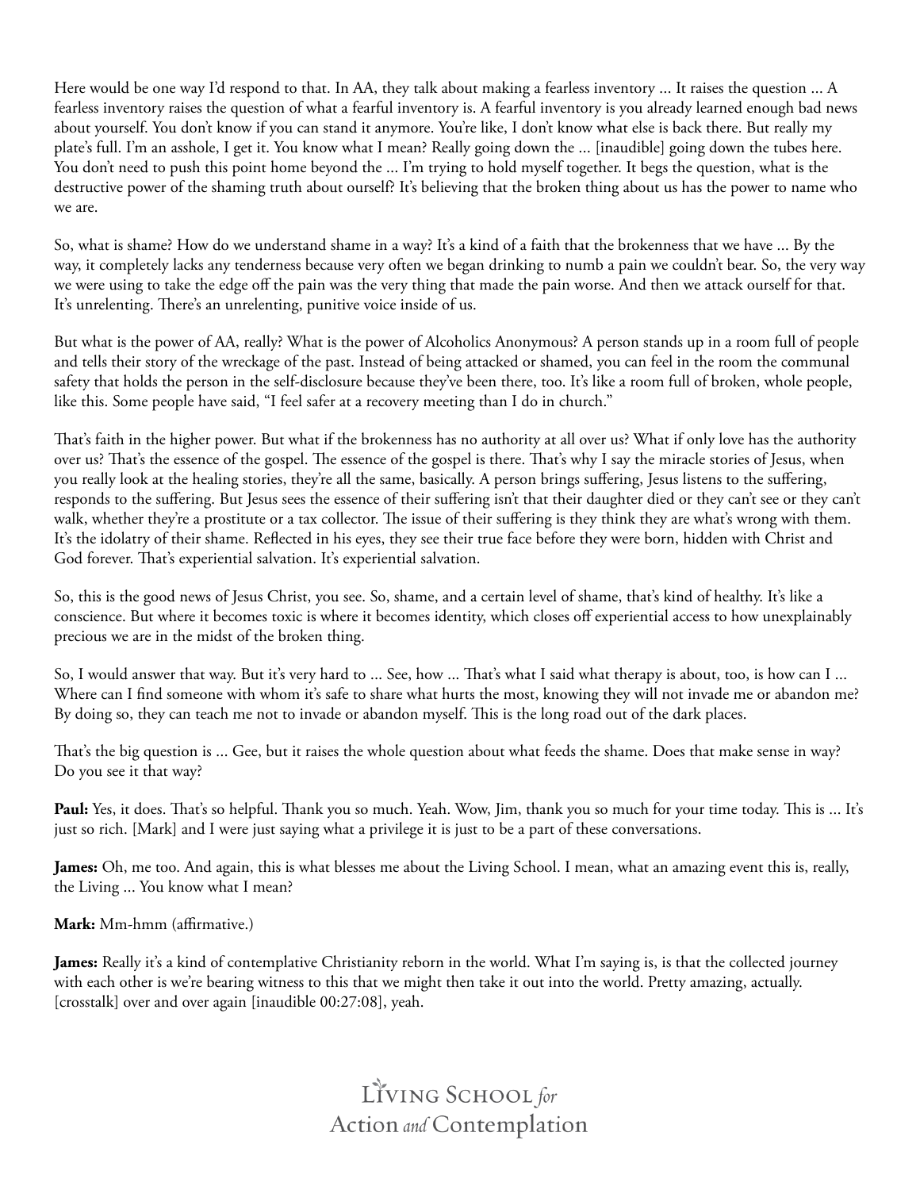Here would be one way I'd respond to that. In AA, they talk about making a fearless inventory ... It raises the question ... A fearless inventory raises the question of what a fearful inventory is. A fearful inventory is you already learned enough bad news about yourself. You don't know if you can stand it anymore. You're like, I don't know what else is back there. But really my plate's full. I'm an asshole, I get it. You know what I mean? Really going down the ... [inaudible] going down the tubes here. You don't need to push this point home beyond the ... I'm trying to hold myself together. It begs the question, what is the destructive power of the shaming truth about ourself? It's believing that the broken thing about us has the power to name who we are.

So, what is shame? How do we understand shame in a way? It's a kind of a faith that the brokenness that we have ... By the way, it completely lacks any tenderness because very often we began drinking to numb a pain we couldn't bear. So, the very way we were using to take the edge off the pain was the very thing that made the pain worse. And then we attack ourself for that. It's unrelenting. There's an unrelenting, punitive voice inside of us.

But what is the power of AA, really? What is the power of Alcoholics Anonymous? A person stands up in a room full of people and tells their story of the wreckage of the past. Instead of being attacked or shamed, you can feel in the room the communal safety that holds the person in the self-disclosure because they've been there, too. It's like a room full of broken, whole people, like this. Some people have said, "I feel safer at a recovery meeting than I do in church."

That's faith in the higher power. But what if the brokenness has no authority at all over us? What if only love has the authority over us? That's the essence of the gospel. The essence of the gospel is there. That's why I say the miracle stories of Jesus, when you really look at the healing stories, they're all the same, basically. A person brings suffering, Jesus listens to the suffering, responds to the suffering. But Jesus sees the essence of their suffering isn't that their daughter died or they can't see or they can't walk, whether they're a prostitute or a tax collector. The issue of their suffering is they think they are what's wrong with them. It's the idolatry of their shame. Reflected in his eyes, they see their true face before they were born, hidden with Christ and God forever. That's experiential salvation. It's experiential salvation.

So, this is the good news of Jesus Christ, you see. So, shame, and a certain level of shame, that's kind of healthy. It's like a conscience. But where it becomes toxic is where it becomes identity, which closes off experiential access to how unexplainably precious we are in the midst of the broken thing.

So, I would answer that way. But it's very hard to ... See, how ... That's what I said what therapy is about, too, is how can I ... Where can I find someone with whom it's safe to share what hurts the most, knowing they will not invade me or abandon me? By doing so, they can teach me not to invade or abandon myself. This is the long road out of the dark places.

That's the big question is ... Gee, but it raises the whole question about what feeds the shame. Does that make sense in way? Do you see it that way?

**Paul:** Yes, it does. That's so helpful. Thank you so much. Yeah. Wow, Jim, thank you so much for your time today. This is ... It's just so rich. [Mark] and I were just saying what a privilege it is just to be a part of these conversations.

**James:** Oh, me too. And again, this is what blesses me about the Living School. I mean, what an amazing event this is, really, the Living ... You know what I mean?

**Mark:** Mm-hmm (affirmative.)

**James:** Really it's a kind of contemplative Christianity reborn in the world. What I'm saying is, is that the collected journey with each other is we're bearing witness to this that we might then take it out into the world. Pretty amazing, actually. [crosstalk] over and over again [inaudible 00:27:08], yeah.